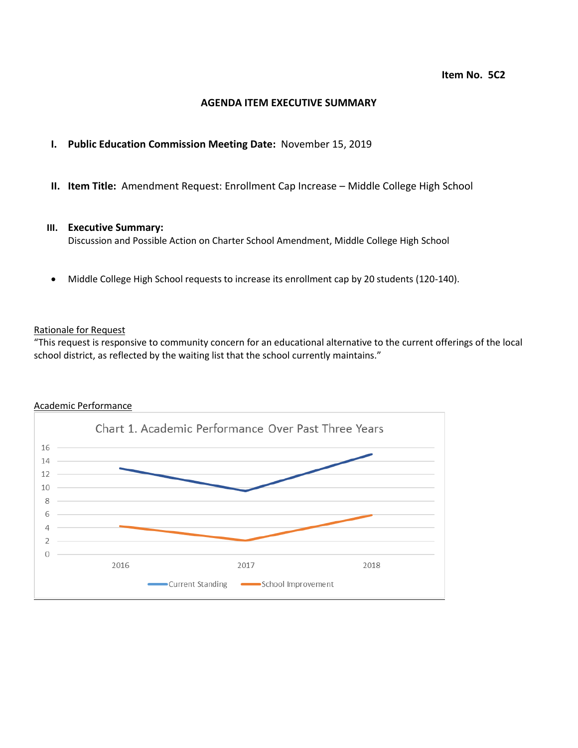**Item No. 5C2**

# AGENDA ITEM EXECUTIVE SUMMARY

**I. Public Education Commission Meeting Date:** November 15, 2019

**II. Item Title:** Amendment Request: Enrollment Cap Increase – Middle College High School

**III. Executive Summary:**
Discussion and Possible Action on Charter School Amendment, Middle College High School

- Middle College High School requests to increase its enrollment cap by 20 students (120-140).

Rationale for Request

"This request is responsive to community concern for an educational alternative to the current offerings of the local school district, as reflected by the waiting list that the school currently maintains."

Academic Performance

Chart 1. Academic Performance Over Past Three Years

| Year | Current Standing | School Improvement |
|---|---|---|
| 2016 | 13 | 4.2 |
| 2017 | 9.5 | 2.1 |
| 2018 | 15 | 5.9 |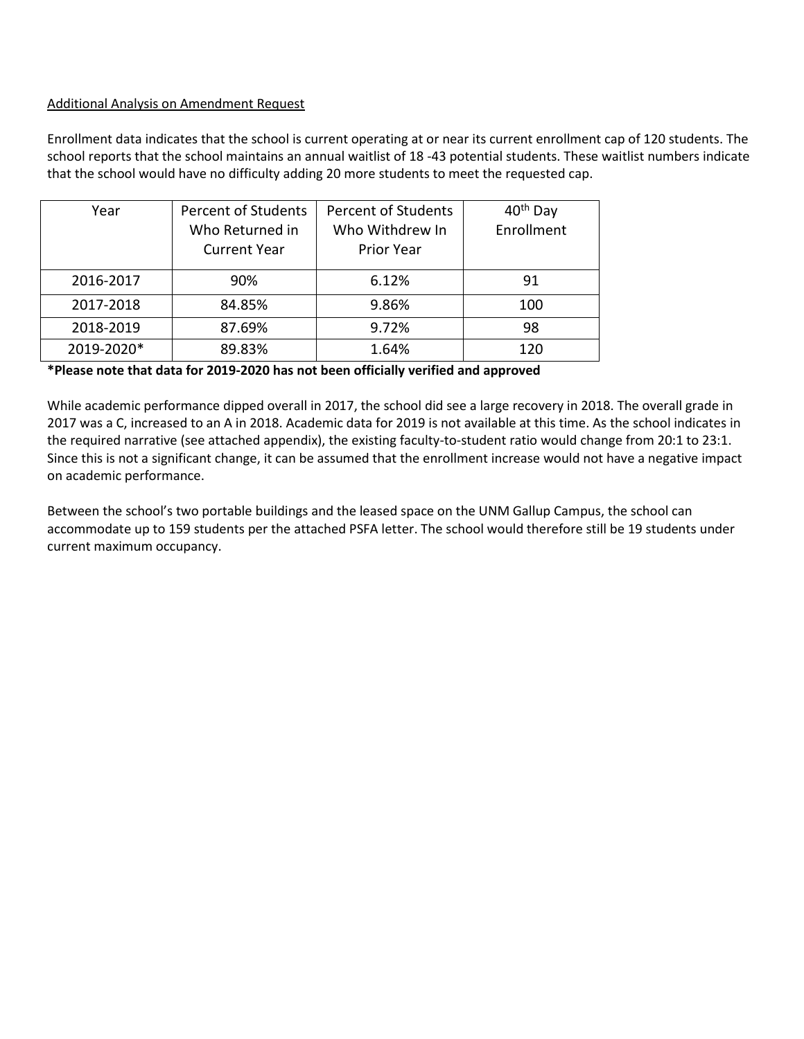Additional Analysis on Amendment Request

Enrollment data indicates that the school is current operating at or near its current enrollment cap of 120 students. The school reports that the school maintains an annual waitlist of 18 -43 potential students. These waitlist numbers indicate that the school would have no difficulty adding 20 more students to meet the requested cap.

| Year | Percent of Students Who Returned in Current Year | Percent of Students Who Withdrew In Prior Year | 40th Day Enrollment |
|---|---|---|---|
| 2016-2017 | 90% | 6.12% | 91 |
| 2017-2018 | 84.85% | 9.86% | 100 |
| 2018-2019 | 87.69% | 9.72% | 98 |
| 2019-2020* | 89.83% | 1.64% | 120 |

**\*Please note that data for 2019-2020 has not been officially verified and approved**

While academic performance dipped overall in 2017, the school did see a large recovery in 2018. The overall grade in 2017 was a C, increased to an A in 2018. Academic data for 2019 is not available at this time. As the school indicates in the required narrative (see attached appendix), the existing faculty-to-student ratio would change from 20:1 to 23:1. Since this is not a significant change, it can be assumed that the enrollment increase would not have a negative impact on academic performance.

Between the school's two portable buildings and the leased space on the UNM Gallup Campus, the school can accommodate up to 159 students per the attached PSFA letter. The school would therefore still be 19 students under current maximum occupancy.